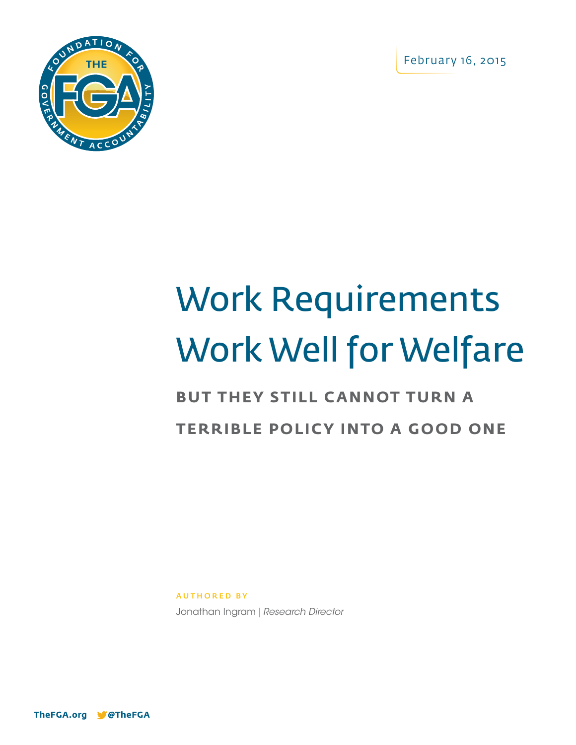February 16, 2015

# Work Requirements Work Well for Welfare

## BUT THEY STILL CANNOT TURN A TERRIBLE POLICY INTO A GOOD ONE

AUTHORED BY

Jonathan Ingram | *Research Director*

TheFGA.org @TheFGA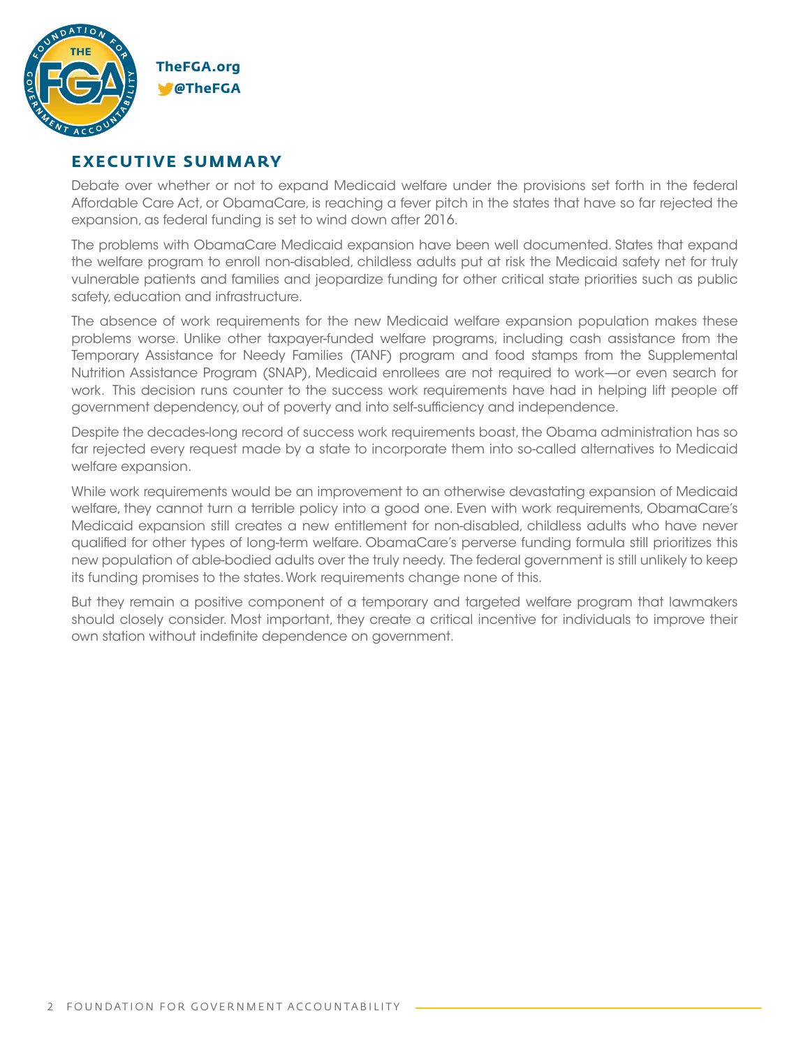## EXECUTIVE SUMMARY

Debate over whether or not to expand Medicaid welfare under the provisions set forth in the federal Affordable Care Act, or ObamaCare, is reaching a fever pitch in the states that have so far rejected the expansion, as federal funding is set to wind down after 2016.

The problems with ObamaCare Medicaid expansion have been well documented. States that expand the welfare program to enroll non-disabled, childless adults put at risk the Medicaid safety net for truly vulnerable patients and families and jeopardize funding for other critical state priorities such as public safety, education and infrastructure.

The absence of work requirements for the new Medicaid welfare expansion population makes these problems worse. Unlike other taxpayer-funded welfare programs, including cash assistance from the Temporary Assistance for Needy Families (TANF) program and food stamps from the Supplemental Nutrition Assistance Program (SNAP), Medicaid enrollees are not required to work—or even search for work. This decision runs counter to the success work requirements have had in helping lift people off government dependency, out of poverty and into self-sufficiency and independence.

Despite the decades-long record of success work requirements boast, the Obama administration has so far rejected every request made by a state to incorporate them into so-called alternatives to Medicaid welfare expansion.

While work requirements would be an improvement to an otherwise devastating expansion of Medicaid welfare, they cannot turn a terrible policy into a good one. Even with work requirements, ObamaCare's Medicaid expansion still creates a new entitlement for non-disabled, childless adults who have never qualified for other types of long-term welfare. ObamaCare's perverse funding formula still prioritizes this new population of able-bodied adults over the truly needy. The federal government is still unlikely to keep its funding promises to the states. Work requirements change none of this.

But they remain a positive component of a temporary and targeted welfare program that lawmakers should closely consider. Most important, they create a critical incentive for individuals to improve their own station without indefinite dependence on government.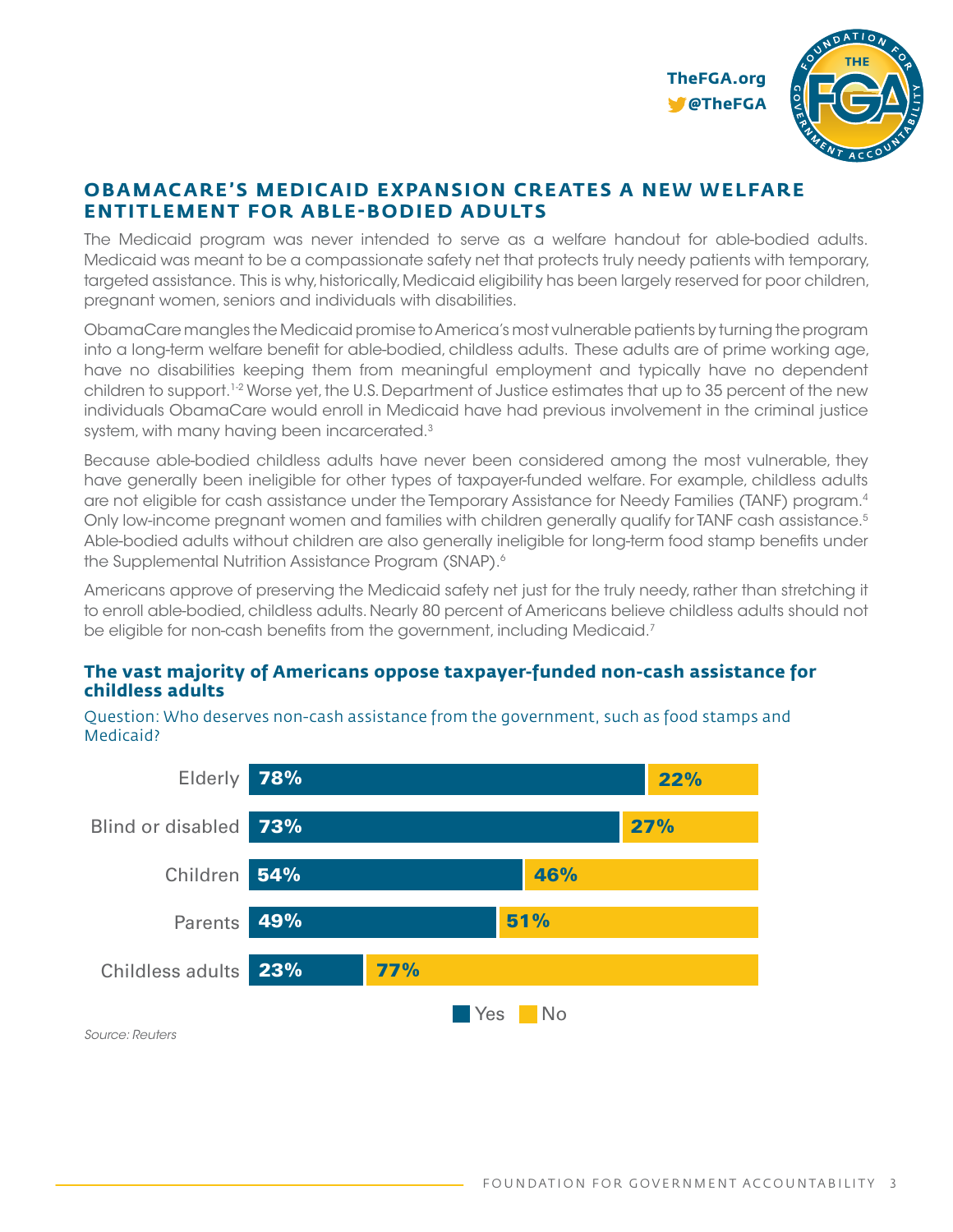## OBAMACARE'S MEDICAID EXPANSION CREATES A NEW WELFARE ENTITLEMENT FOR ABLE-BODIED ADULTS

The Medicaid program was never intended to serve as a welfare handout for able-bodied adults. Medicaid was meant to be a compassionate safety net that protects truly needy patients with temporary, targeted assistance. This is why, historically, Medicaid eligibility has been largely reserved for poor children, pregnant women, seniors and individuals with disabilities.

ObamaCare mangles the Medicaid promise to America's most vulnerable patients by turning the program into a long-term welfare benefit for able-bodied, childless adults. These adults are of prime working age, have no disabilities keeping them from meaningful employment and typically have no dependent children to support.[1-2] Worse yet, the U.S. Department of Justice estimates that up to 35 percent of the new individuals ObamaCare would enroll in Medicaid have had previous involvement in the criminal justice system, with many having been incarcerated.[3]

Because able-bodied childless adults have never been considered among the most vulnerable, they have generally been ineligible for other types of taxpayer-funded welfare. For example, childless adults are not eligible for cash assistance under the Temporary Assistance for Needy Families (TANF) program.[4] Only low-income pregnant women and families with children generally qualify for TANF cash assistance.[5] Able-bodied adults without children are also generally ineligible for long-term food stamp benefits under the Supplemental Nutrition Assistance Program (SNAP).[6]

Americans approve of preserving the Medicaid safety net just for the truly needy, rather than stretching it to enroll able-bodied, childless adults. Nearly 80 percent of Americans believe childless adults should not be eligible for non-cash benefits from the government, including Medicaid.[7]

### The vast majority of Americans oppose taxpayer-funded non-cash assistance for childless adults

Question: Who deserves non-cash assistance from the government, such as food stamps and Medicaid?

| | Yes | No |
|---|---|---|
| Elderly | 78% | 22% |
| Blind or disabled | 73% | 27% |
| Children | 54% | 46% |
| Parents | 49% | 51% |
| Childless adults | 23% | 77% |

*Source: Reuters*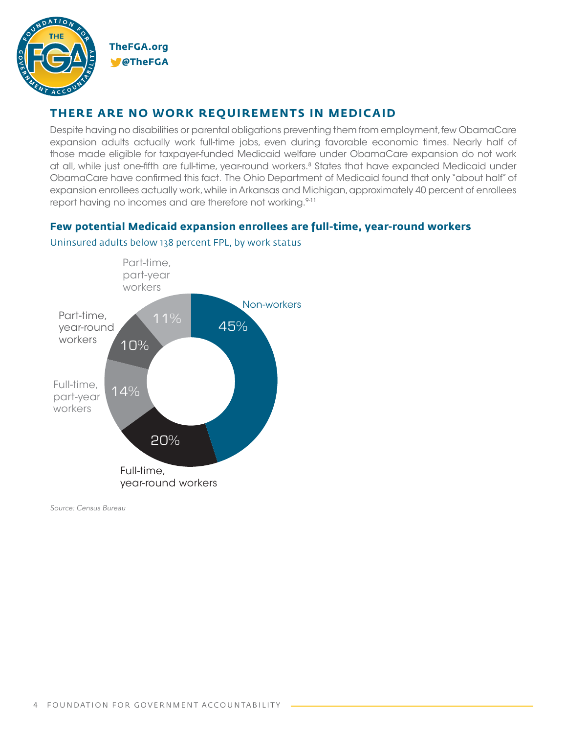## THERE ARE NO WORK REQUIREMENTS IN MEDICAID

Despite having no disabilities or parental obligations preventing them from employment, few ObamaCare expansion adults actually work full-time jobs, even during favorable economic times. Nearly half of those made eligible for taxpayer-funded Medicaid welfare under ObamaCare expansion do not work at all, while just one-fifth are full-time, year-round workers.[8] States that have expanded Medicaid under ObamaCare have confirmed this fact. The Ohio Department of Medicaid found that only "about half" of expansion enrollees actually work, while in Arkansas and Michigan, approximately 40 percent of enrollees report having no incomes and are therefore not working.[9-11]

### Few potential Medicaid expansion enrollees are full-time, year-round workers

Uninsured adults below 138 percent FPL, by work status

| Work status | Percent |
|---|---|
| Non-workers | 45% |
| Full-time, year-round workers | 20% |
| Full-time, part-year workers | 14% |
| Part-time, year-round workers | 10% |
| Part-time, part-year workers | 11% |

*Source: Census Bureau*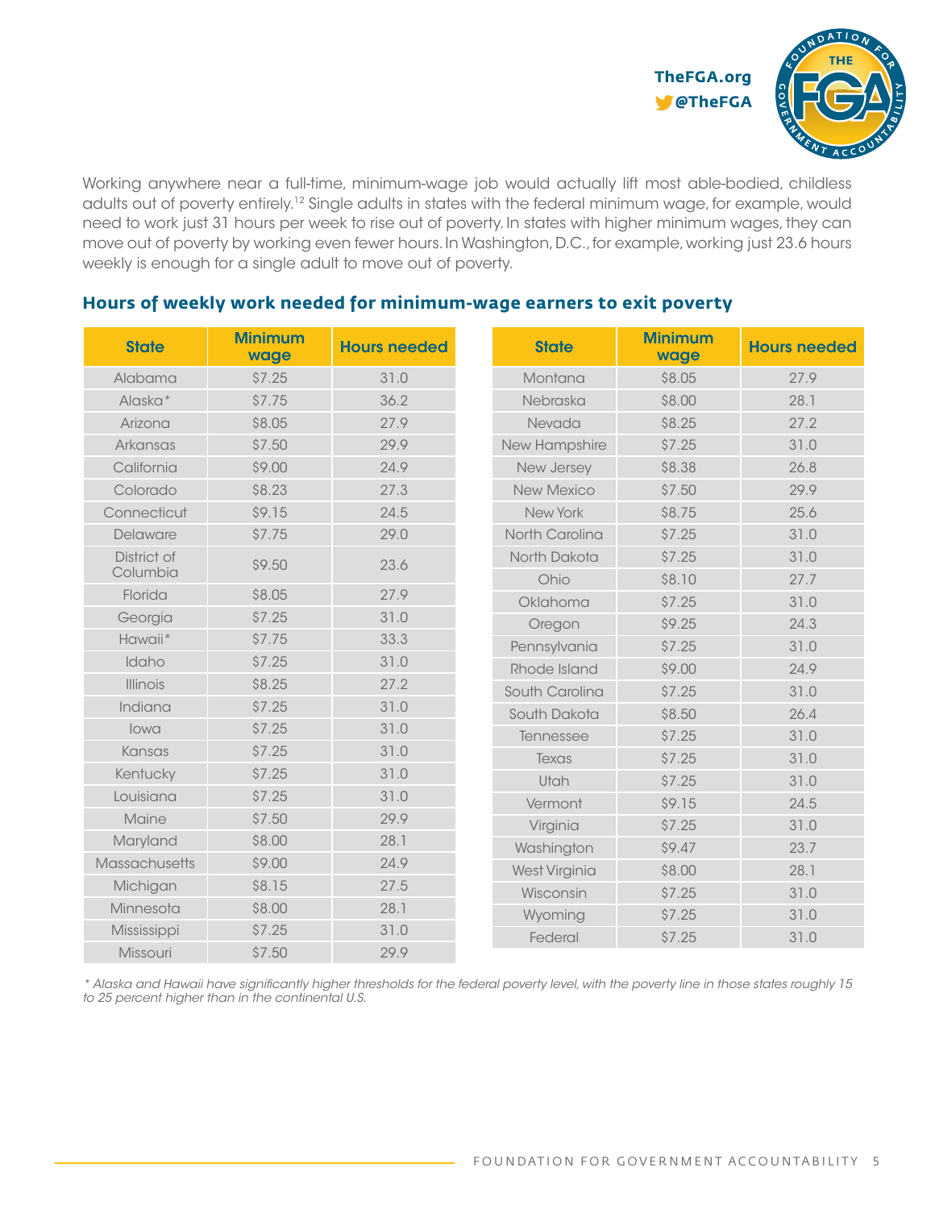Working anywhere near a full-time, minimum-wage job would actually lift most able-bodied, childless adults out of poverty entirely.[12] Single adults in states with the federal minimum wage, for example, would need to work just 31 hours per week to rise out of poverty. In states with higher minimum wages, they can move out of poverty by working even fewer hours. In Washington, D.C., for example, working just 23.6 hours weekly is enough for a single adult to move out of poverty.

### Hours of weekly work needed for minimum-wage earners to exit poverty

| State | Minimum wage | Hours needed |
|---|---|---|
| Alabama | $7.25 | 31.0 |
| Alaska* | $7.75 | 36.2 |
| Arizona | $8.05 | 27.9 |
| Arkansas | $7.50 | 29.9 |
| California | $9.00 | 24.9 |
| Colorado | $8.23 | 27.3 |
| Connecticut | $9.15 | 24.5 |
| Delaware | $7.75 | 29.0 |
| District of Columbia | $9.50 | 23.6 |
| Florida | $8.05 | 27.9 |
| Georgia | $7.25 | 31.0 |
| Hawaii* | $7.75 | 33.3 |
| Idaho | $7.25 | 31.0 |
| Illinois | $8.25 | 27.2 |
| Indiana | $7.25 | 31.0 |
| Iowa | $7.25 | 31.0 |
| Kansas | $7.25 | 31.0 |
| Kentucky | $7.25 | 31.0 |
| Louisiana | $7.25 | 31.0 |
| Maine | $7.50 | 29.9 |
| Maryland | $8.00 | 28.1 |
| Massachusetts | $9.00 | 24.9 |
| Michigan | $8.15 | 27.5 |
| Minnesota | $8.00 | 28.1 |
| Mississippi | $7.25 | 31.0 |
| Missouri | $7.50 | 29.9 |
| Montana | $8.05 | 27.9 |
| Nebraska | $8.00 | 28.1 |
| Nevada | $8.25 | 27.2 |
| New Hampshire | $7.25 | 31.0 |
| New Jersey | $8.38 | 26.8 |
| New Mexico | $7.50 | 29.9 |
| New York | $8.75 | 25.6 |
| North Carolina | $7.25 | 31.0 |
| North Dakota | $7.25 | 31.0 |
| Ohio | $8.10 | 27.7 |
| Oklahoma | $7.25 | 31.0 |
| Oregon | $9.25 | 24.3 |
| Pennsylvania | $7.25 | 31.0 |
| Rhode Island | $9.00 | 24.9 |
| South Carolina | $7.25 | 31.0 |
| South Dakota | $8.50 | 26.4 |
| Tennessee | $7.25 | 31.0 |
| Texas | $7.25 | 31.0 |
| Utah | $7.25 | 31.0 |
| Vermont | $9.15 | 24.5 |
| Virginia | $7.25 | 31.0 |
| Washington | $9.47 | 23.7 |
| West Virginia | $8.00 | 28.1 |
| Wisconsin | $7.25 | 31.0 |
| Wyoming | $7.25 | 31.0 |
| Federal | $7.25 | 31.0 |

*\* Alaska and Hawaii have significantly higher thresholds for the federal poverty level, with the poverty line in those states roughly 15 to 25 percent higher than in the continental U.S.*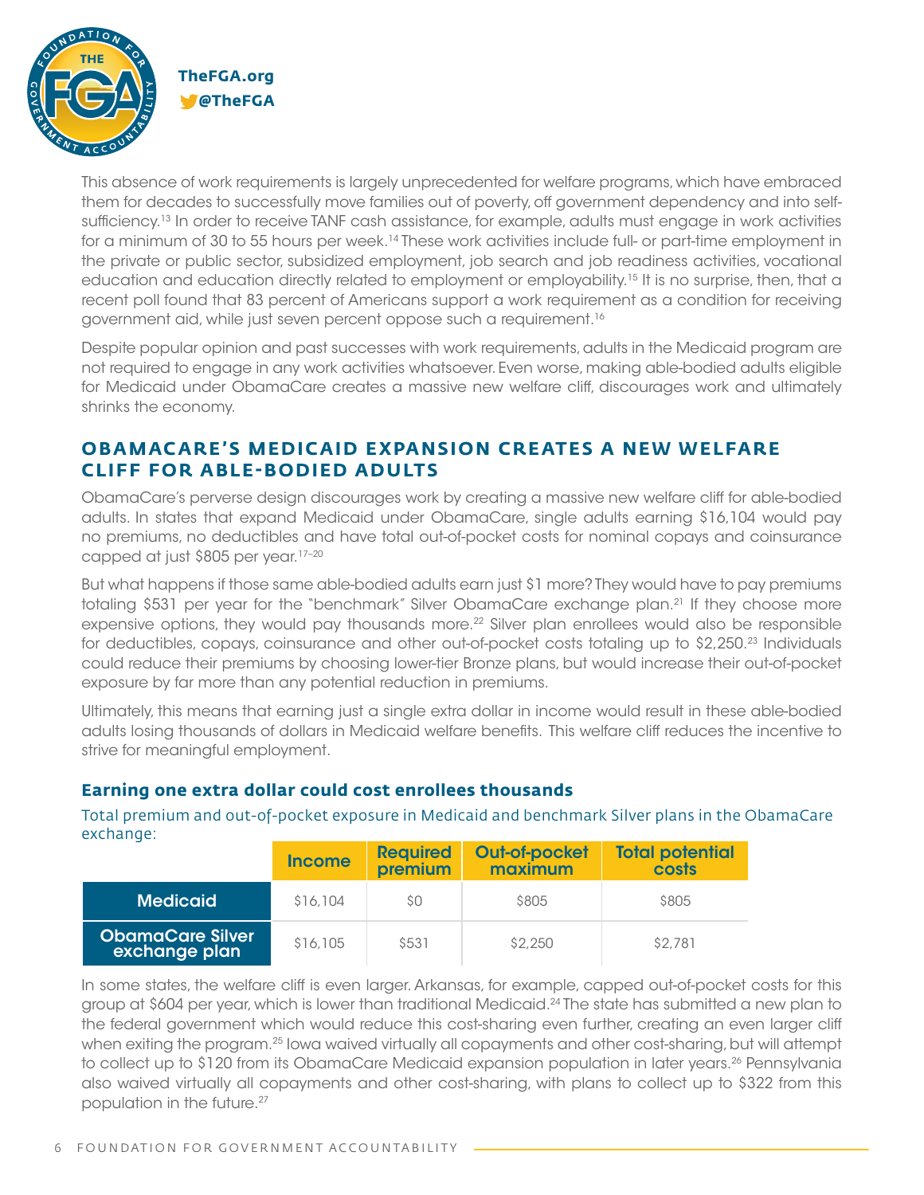This absence of work requirements is largely unprecedented for welfare programs, which have embraced them for decades to successfully move families out of poverty, off government dependency and into self-sufficiency.[13] In order to receive TANF cash assistance, for example, adults must engage in work activities for a minimum of 30 to 55 hours per week.[14] These work activities include full- or part-time employment in the private or public sector, subsidized employment, job search and job readiness activities, vocational education and education directly related to employment or employability.[15] It is no surprise, then, that a recent poll found that 83 percent of Americans support a work requirement as a condition for receiving government aid, while just seven percent oppose such a requirement.[16]

Despite popular opinion and past successes with work requirements, adults in the Medicaid program are not required to engage in any work activities whatsoever. Even worse, making able-bodied adults eligible for Medicaid under ObamaCare creates a massive new welfare cliff, discourages work and ultimately shrinks the economy.

## OBAMACARE'S MEDICAID EXPANSION CREATES A NEW WELFARE CLIFF FOR ABLE-BODIED ADULTS

ObamaCare's perverse design discourages work by creating a massive new welfare cliff for able-bodied adults. In states that expand Medicaid under ObamaCare, single adults earning $16,104 would pay no premiums, no deductibles and have total out-of-pocket costs for nominal copays and coinsurance capped at just $805 per year.[17–20]

But what happens if those same able-bodied adults earn just $1 more? They would have to pay premiums totaling $531 per year for the "benchmark" Silver ObamaCare exchange plan.[21] If they choose more expensive options, they would pay thousands more.[22] Silver plan enrollees would also be responsible for deductibles, copays, coinsurance and other out-of-pocket costs totaling up to $2,250.[23] Individuals could reduce their premiums by choosing lower-tier Bronze plans, but would increase their out-of-pocket exposure by far more than any potential reduction in premiums.

Ultimately, this means that earning just a single extra dollar in income would result in these able-bodied adults losing thousands of dollars in Medicaid welfare benefits. This welfare cliff reduces the incentive to strive for meaningful employment.

### Earning one extra dollar could cost enrollees thousands

Total premium and out-of-pocket exposure in Medicaid and benchmark Silver plans in the ObamaCare exchange:

| | Income | Required premium | Out-of-pocket maximum | Total potential costs |
|---|---|---|---|---|
| **Medicaid** | $16,104 | $0 | $805 | $805 |
| **ObamaCare Silver exchange plan** | $16,105 | $531 | $2,250 | $2,781 |

In some states, the welfare cliff is even larger. Arkansas, for example, capped out-of-pocket costs for this group at $604 per year, which is lower than traditional Medicaid.[24] The state has submitted a new plan to the federal government which would reduce this cost-sharing even further, creating an even larger cliff when exiting the program.[25] Iowa waived virtually all copayments and other cost-sharing, but will attempt to collect up to $120 from its ObamaCare Medicaid expansion population in later years.[26] Pennsylvania also waived virtually all copayments and other cost-sharing, with plans to collect up to $322 from this population in the future.[27]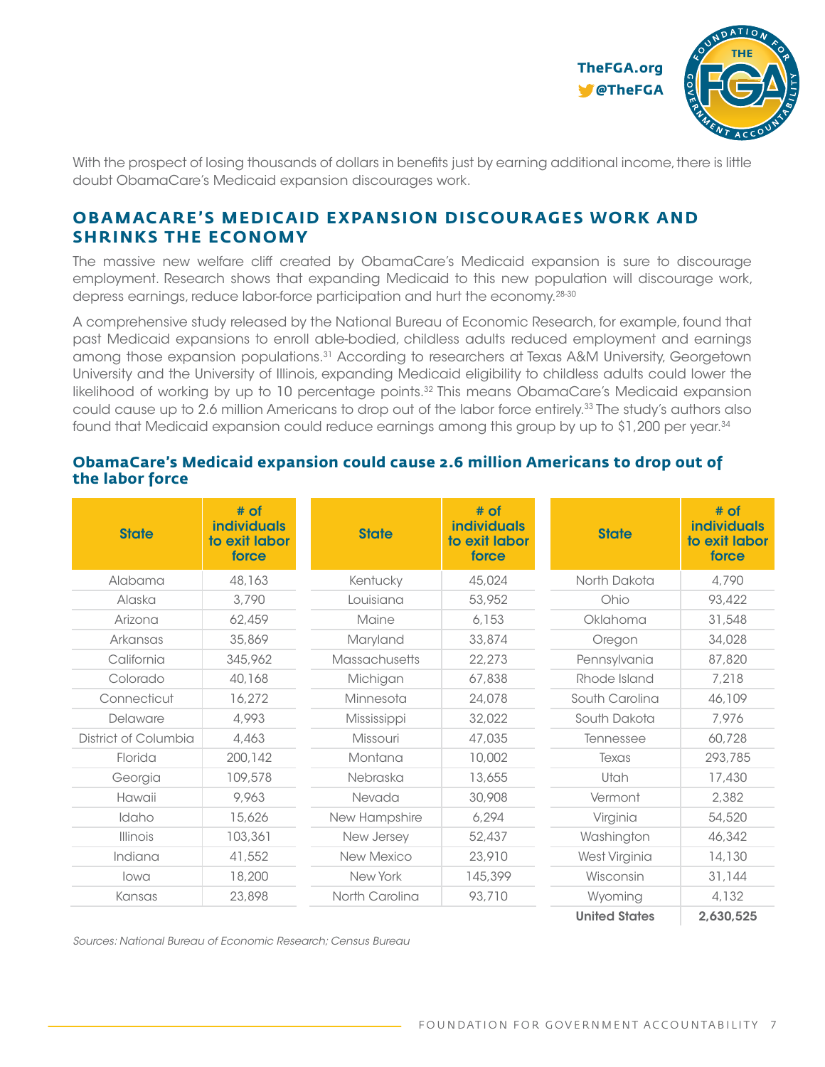With the prospect of losing thousands of dollars in benefits just by earning additional income, there is little doubt ObamaCare's Medicaid expansion discourages work.

## OBAMACARE'S MEDICAID EXPANSION DISCOURAGES WORK AND SHRINKS THE ECONOMY

The massive new welfare cliff created by ObamaCare's Medicaid expansion is sure to discourage employment. Research shows that expanding Medicaid to this new population will discourage work, depress earnings, reduce labor-force participation and hurt the economy.[28-30]

A comprehensive study released by the National Bureau of Economic Research, for example, found that past Medicaid expansions to enroll able-bodied, childless adults reduced employment and earnings among those expansion populations.[31] According to researchers at Texas A&M University, Georgetown University and the University of Illinois, expanding Medicaid eligibility to childless adults could lower the likelihood of working by up to 10 percentage points.[32] This means ObamaCare's Medicaid expansion could cause up to 2.6 million Americans to drop out of the labor force entirely.[33] The study's authors also found that Medicaid expansion could reduce earnings among this group by up to $1,200 per year.[34]

### ObamaCare's Medicaid expansion could cause 2.6 million Americans to drop out of the labor force

| State | # of individuals to exit labor force | State | # of individuals to exit labor force | State | # of individuals to exit labor force |
|---|---|---|---|---|---|
| Alabama | 48,163 | Kentucky | 45,024 | North Dakota | 4,790 |
| Alaska | 3,790 | Louisiana | 53,952 | Ohio | 93,422 |
| Arizona | 62,459 | Maine | 6,153 | Oklahoma | 31,548 |
| Arkansas | 35,869 | Maryland | 33,874 | Oregon | 34,028 |
| California | 345,962 | Massachusetts | 22,273 | Pennsylvania | 87,820 |
| Colorado | 40,168 | Michigan | 67,838 | Rhode Island | 7,218 |
| Connecticut | 16,272 | Minnesota | 24,078 | South Carolina | 46,109 |
| Delaware | 4,993 | Mississippi | 32,022 | South Dakota | 7,976 |
| District of Columbia | 4,463 | Missouri | 47,035 | Tennessee | 60,728 |
| Florida | 200,142 | Montana | 10,002 | Texas | 293,785 |
| Georgia | 109,578 | Nebraska | 13,655 | Utah | 17,430 |
| Hawaii | 9,963 | Nevada | 30,908 | Vermont | 2,382 |
| Idaho | 15,626 | New Hampshire | 6,294 | Virginia | 54,520 |
| Illinois | 103,361 | New Jersey | 52,437 | Washington | 46,342 |
| Indiana | 41,552 | New Mexico | 23,910 | West Virginia | 14,130 |
| Iowa | 18,200 | New York | 145,399 | Wisconsin | 31,144 |
| Kansas | 23,898 | North Carolina | 93,710 | Wyoming | 4,132 |
| | | | | **United States** | **2,630,525** |

*Sources: National Bureau of Economic Research; Census Bureau*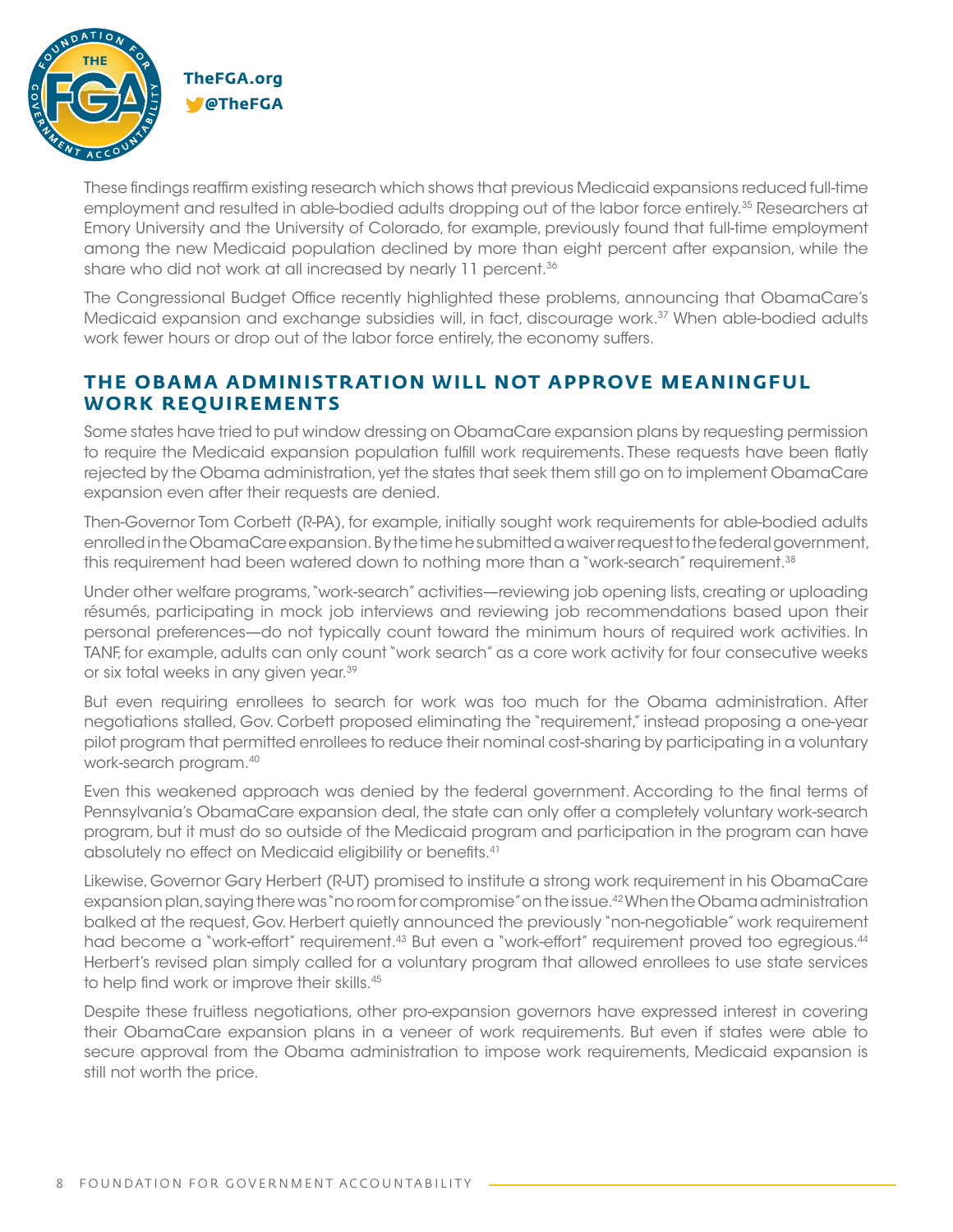These findings reaffirm existing research which shows that previous Medicaid expansions reduced full-time employment and resulted in able-bodied adults dropping out of the labor force entirely.[35] Researchers at Emory University and the University of Colorado, for example, previously found that full-time employment among the new Medicaid population declined by more than eight percent after expansion, while the share who did not work at all increased by nearly 11 percent.[36]

The Congressional Budget Office recently highlighted these problems, announcing that ObamaCare's Medicaid expansion and exchange subsidies will, in fact, discourage work.[37] When able-bodied adults work fewer hours or drop out of the labor force entirely, the economy suffers.

## THE OBAMA ADMINISTRATION WILL NOT APPROVE MEANINGFUL WORK REQUIREMENTS

Some states have tried to put window dressing on ObamaCare expansion plans by requesting permission to require the Medicaid expansion population fulfill work requirements. These requests have been flatly rejected by the Obama administration, yet the states that seek them still go on to implement ObamaCare expansion even after their requests are denied.

Then-Governor Tom Corbett (R-PA), for example, initially sought work requirements for able-bodied adults enrolled in the ObamaCare expansion. By the time he submitted a waiver request to the federal government, this requirement had been watered down to nothing more than a "work-search" requirement.[38]

Under other welfare programs, "work-search" activities—reviewing job opening lists, creating or uploading résumés, participating in mock job interviews and reviewing job recommendations based upon their personal preferences—do not typically count toward the minimum hours of required work activities. In TANF, for example, adults can only count "work search" as a core work activity for four consecutive weeks or six total weeks in any given year.[39]

But even requiring enrollees to search for work was too much for the Obama administration. After negotiations stalled, Gov. Corbett proposed eliminating the "requirement," instead proposing a one-year pilot program that permitted enrollees to reduce their nominal cost-sharing by participating in a voluntary work-search program.[40]

Even this weakened approach was denied by the federal government. According to the final terms of Pennsylvania's ObamaCare expansion deal, the state can only offer a completely voluntary work-search program, but it must do so outside of the Medicaid program and participation in the program can have absolutely no effect on Medicaid eligibility or benefits.[41]

Likewise, Governor Gary Herbert (R-UT) promised to institute a strong work requirement in his ObamaCare expansion plan, saying there was "no room for compromise" on the issue.[42] When the Obama administration balked at the request, Gov. Herbert quietly announced the previously "non-negotiable" work requirement had become a "work-effort" requirement.[43] But even a "work-effort" requirement proved too egregious.[44] Herbert's revised plan simply called for a voluntary program that allowed enrollees to use state services to help find work or improve their skills.[45]

Despite these fruitless negotiations, other pro-expansion governors have expressed interest in covering their ObamaCare expansion plans in a veneer of work requirements. But even if states were able to secure approval from the Obama administration to impose work requirements, Medicaid expansion is still not worth the price.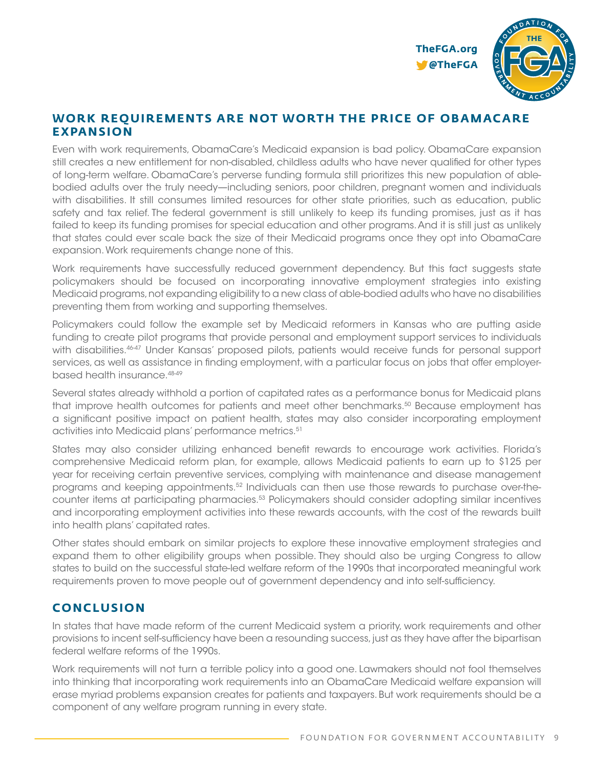## WORK REQUIREMENTS ARE NOT WORTH THE PRICE OF OBAMACARE EXPANSION

Even with work requirements, ObamaCare's Medicaid expansion is bad policy. ObamaCare expansion still creates a new entitlement for non-disabled, childless adults who have never qualified for other types of long-term welfare. ObamaCare's perverse funding formula still prioritizes this new population of able-bodied adults over the truly needy—including seniors, poor children, pregnant women and individuals with disabilities. It still consumes limited resources for other state priorities, such as education, public safety and tax relief. The federal government is still unlikely to keep its funding promises, just as it has failed to keep its funding promises for special education and other programs. And it is still just as unlikely that states could ever scale back the size of their Medicaid programs once they opt into ObamaCare expansion. Work requirements change none of this.

Work requirements have successfully reduced government dependency. But this fact suggests state policymakers should be focused on incorporating innovative employment strategies into existing Medicaid programs, not expanding eligibility to a new class of able-bodied adults who have no disabilities preventing them from working and supporting themselves.

Policymakers could follow the example set by Medicaid reformers in Kansas who are putting aside funding to create pilot programs that provide personal and employment support services to individuals with disabilities.[46-47] Under Kansas' proposed pilots, patients would receive funds for personal support services, as well as assistance in finding employment, with a particular focus on jobs that offer employer-based health insurance.[48-49]

Several states already withhold a portion of capitated rates as a performance bonus for Medicaid plans that improve health outcomes for patients and meet other benchmarks.[50] Because employment has a significant positive impact on patient health, states may also consider incorporating employment activities into Medicaid plans' performance metrics.[51]

States may also consider utilizing enhanced benefit rewards to encourage work activities. Florida's comprehensive Medicaid reform plan, for example, allows Medicaid patients to earn up to $125 per year for receiving certain preventive services, complying with maintenance and disease management programs and keeping appointments.[52] Individuals can then use those rewards to purchase over-the-counter items at participating pharmacies.[53] Policymakers should consider adopting similar incentives and incorporating employment activities into these rewards accounts, with the cost of the rewards built into health plans' capitated rates.

Other states should embark on similar projects to explore these innovative employment strategies and expand them to other eligibility groups when possible. They should also be urging Congress to allow states to build on the successful state-led welfare reform of the 1990s that incorporated meaningful work requirements proven to move people out of government dependency and into self-sufficiency.

## CONCLUSION

In states that have made reform of the current Medicaid system a priority, work requirements and other provisions to incent self-sufficiency have been a resounding success, just as they have after the bipartisan federal welfare reforms of the 1990s.

Work requirements will not turn a terrible policy into a good one. Lawmakers should not fool themselves into thinking that incorporating work requirements into an ObamaCare Medicaid welfare expansion will erase myriad problems expansion creates for patients and taxpayers. But work requirements should be a component of any welfare program running in every state.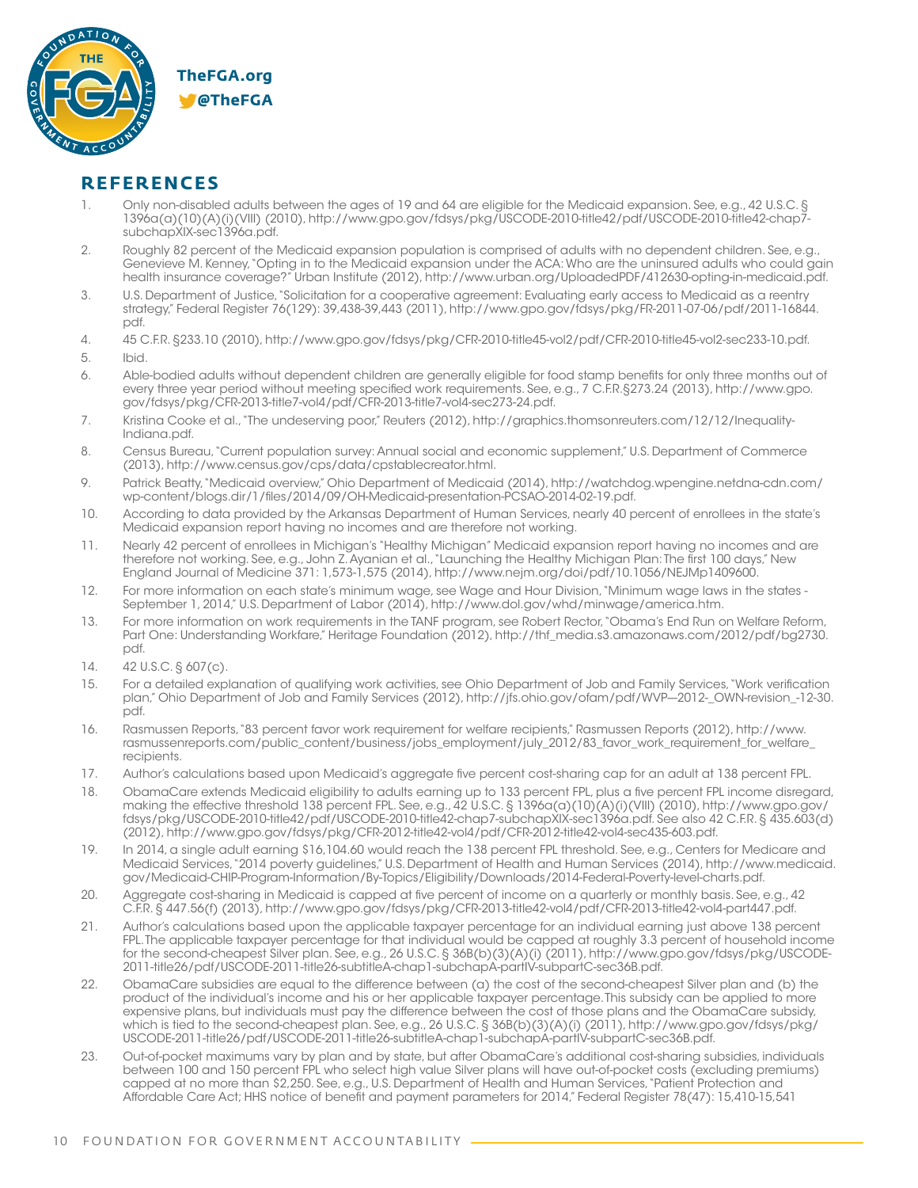## REFERENCES

1. Only non-disabled adults between the ages of 19 and 64 are eligible for the Medicaid expansion. See, e.g., 42 U.S.C. § 1396a(a)(10)(A)(i)(VIII) (2010), http://www.gpo.gov/fdsys/pkg/USCODE-2010-title42/pdf/USCODE-2010-title42-chap7-subchapXIX-sec1396a.pdf.
2. Roughly 82 percent of the Medicaid expansion population is comprised of adults with no dependent children. See, e.g., Genevieve M. Kenney, "Opting in to the Medicaid expansion under the ACA: Who are the uninsured adults who could gain health insurance coverage?" Urban Institute (2012), http://www.urban.org/UploadedPDF/412630-opting-in-medicaid.pdf.
3. U.S. Department of Justice, "Solicitation for a cooperative agreement: Evaluating early access to Medicaid as a reentry strategy," Federal Register 76(129): 39,438-39,443 (2011), http://www.gpo.gov/fdsys/pkg/FR-2011-07-06/pdf/2011-16844.pdf.
4. 45 C.F.R. §233.10 (2010), http://www.gpo.gov/fdsys/pkg/CFR-2010-title45-vol2/pdf/CFR-2010-title45-vol2-sec233-10.pdf.
5. Ibid.
6. Able-bodied adults without dependent children are generally eligible for food stamp benefits for only three months out of every three year period without meeting specified work requirements. See, e.g., 7 C.F.R.§273.24 (2013), http://www.gpo.gov/fdsys/pkg/CFR-2013-title7-vol4/pdf/CFR-2013-title7-vol4-sec273-24.pdf.
7. Kristina Cooke et al., "The undeserving poor," Reuters (2012), http://graphics.thomsonreuters.com/12/12/Inequality-Indiana.pdf.
8. Census Bureau, "Current population survey: Annual social and economic supplement," U.S. Department of Commerce (2013), http://www.census.gov/cps/data/cpstablecreator.html.
9. Patrick Beatty, "Medicaid overview," Ohio Department of Medicaid (2014), http://watchdog.wpengine.netdna-cdn.com/wp-content/blogs.dir/1/files/2014/09/OH-Medicaid-presentation-PCSAO-2014-02-19.pdf.
10. According to data provided by the Arkansas Department of Human Services, nearly 40 percent of enrollees in the state's Medicaid expansion report having no incomes and are therefore not working.
11. Nearly 42 percent of enrollees in Michigan's "Healthy Michigan" Medicaid expansion report having no incomes and are therefore not working. See, e.g., John Z. Ayanian et al., "Launching the Healthy Michigan Plan: The first 100 days," New England Journal of Medicine 371: 1,573-1,575 (2014), http://www.nejm.org/doi/pdf/10.1056/NEJMp1409600.
12. For more information on each state's minimum wage, see Wage and Hour Division, "Minimum wage laws in the states - September 1, 2014," U.S. Department of Labor (2014), http://www.dol.gov/whd/minwage/america.htm.
13. For more information on work requirements in the TANF program, see Robert Rector, "Obama's End Run on Welfare Reform, Part One: Understanding Workfare," Heritage Foundation (2012), http://thf_media.s3.amazonaws.com/2012/pdf/bg2730.pdf.
14. 42 U.S.C. § 607(c).
15. For a detailed explanation of qualifying work activities, see Ohio Department of Job and Family Services, "Work verification plan," Ohio Department of Job and Family Services (2012), http://jfs.ohio.gov/ofam/pdf/WVP—2012-_OWN-revision_-12-30.pdf.
16. Rasmussen Reports, "83 percent favor work requirement for welfare recipients," Rasmussen Reports (2012), http://www.rasmussenreports.com/public_content/business/jobs_employment/july_2012/83_favor_work_requirement_for_welfare_recipients.
17. Author's calculations based upon Medicaid's aggregate five percent cost-sharing cap for an adult at 138 percent FPL.
18. ObamaCare extends Medicaid eligibility to adults earning up to 133 percent FPL, plus a five percent FPL income disregard, making the effective threshold 138 percent FPL. See, e.g., 42 U.S.C. § 1396a(a)(10)(A)(i)(VIII) (2010), http://www.gpo.gov/fdsys/pkg/USCODE-2010-title42/pdf/USCODE-2010-title42-chap7-subchapXIX-sec1396a.pdf. See also 42 C.F.R. § 435.603(d) (2012), http://www.gpo.gov/fdsys/pkg/CFR-2012-title42-vol4/pdf/CFR-2012-title42-vol4-sec435-603.pdf.
19. In 2014, a single adult earning $16,104.60 would reach the 138 percent FPL threshold. See, e.g., Centers for Medicare and Medicaid Services, "2014 poverty guidelines," U.S. Department of Health and Human Services (2014), http://www.medicaid.gov/Medicaid-CHIP-Program-Information/By-Topics/Eligibility/Downloads/2014-Federal-Poverty-level-charts.pdf.
20. Aggregate cost-sharing in Medicaid is capped at five percent of income on a quarterly or monthly basis. See, e.g., 42 C.F.R. § 447.56(f) (2013), http://www.gpo.gov/fdsys/pkg/CFR-2013-title42-vol4/pdf/CFR-2013-title42-vol4-part447.pdf.
21. Author's calculations based upon the applicable taxpayer percentage for an individual earning just above 138 percent FPL. The applicable taxpayer percentage for that individual would be capped at roughly 3.3 percent of household income for the second-cheapest Silver plan. See, e.g., 26 U.S.C. § 36B(b)(3)(A)(i) (2011), http://www.gpo.gov/fdsys/pkg/USCODE-2011-title26/pdf/USCODE-2011-title26-subtitleA-chap1-subchapA-partIV-subpartC-sec36B.pdf.
22. ObamaCare subsidies are equal to the difference between (a) the cost of the second-cheapest Silver plan and (b) the product of the individual's income and his or her applicable taxpayer percentage. This subsidy can be applied to more expensive plans, but individuals must pay the difference between the cost of those plans and the ObamaCare subsidy, which is tied to the second-cheapest plan. See, e.g., 26 U.S.C. § 36B(b)(3)(A)(i) (2011), http://www.gpo.gov/fdsys/pkg/USCODE-2011-title26/pdf/USCODE-2011-title26-subtitleA-chap1-subchapA-partIV-subpartC-sec36B.pdf.
23. Out-of-pocket maximums vary by plan and by state, but after ObamaCare's additional cost-sharing subsidies, individuals between 100 and 150 percent FPL who select high value Silver plans will have out-of-pocket costs (excluding premiums) capped at no more than $2,250. See, e.g., U.S. Department of Health and Human Services, "Patient Protection and Affordable Care Act; HHS notice of benefit and payment parameters for 2014," Federal Register 78(47): 15,410-15,541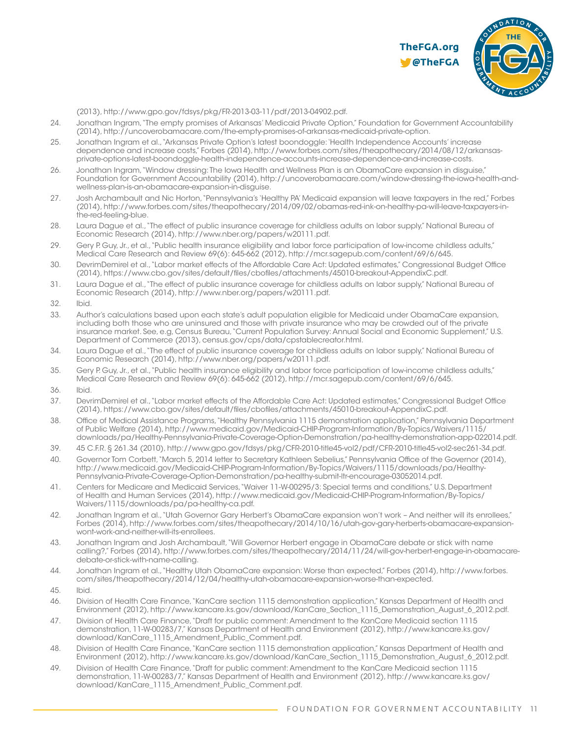(2013), http://www.gpo.gov/fdsys/pkg/FR-2013-03-11/pdf/2013-04902.pdf.

24. Jonathan Ingram, "The empty promises of Arkansas' Medicaid Private Option," Foundation for Government Accountability (2014), http://uncoverobamacare.com/the-empty-promises-of-arkansas-medicaid-private-option.
25. Jonathan Ingram et al., "Arkansas Private Option's latest boondoggle: 'Health Independence Accounts' increase dependence and increase costs," Forbes (2014), http://www.forbes.com/sites/theapothecary/2014/08/12/arkansas-private-options-latest-boondoggle-health-independence-accounts-increase-dependence-and-increase-costs.
26. Jonathan Ingram, "Window dressing: The Iowa Health and Wellness Plan is an ObamaCare expansion in disguise," Foundation for Government Accountability (2014), http://uncoverobamacare.com/window-dressing-the-iowa-health-and-wellness-plan-is-an-obamacare-expansion-in-disguise.
27. Josh Archambault and Nic Horton, "Pennsylvania's 'Healthy PA' Medicaid expansion will leave taxpayers in the red," Forbes (2014), http://www.forbes.com/sites/theapothecary/2014/09/02/obamas-red-ink-on-healthy-pa-will-leave-taxpayers-in-the-red-feeling-blue.
28. Laura Dague et al., "The effect of public insurance coverage for childless adults on labor supply," National Bureau of Economic Research (2014), http://www.nber.org/papers/w20111.pdf.
29. Gery P. Guy, Jr., et al., "Public health insurance eligibility and labor force participation of low-income childless adults," Medical Care Research and Review 69(6): 645-662 (2012), http://mcr.sagepub.com/content/69/6/645.
30. DevrimDemirel et al., "Labor market effects of the Affordable Care Act: Updated estimates," Congressional Budget Office (2014), https://www.cbo.gov/sites/default/files/cbofiles/attachments/45010-breakout-AppendixC.pdf.
31. Laura Dague et al., "The effect of public insurance coverage for childless adults on labor supply," National Bureau of Economic Research (2014), http://www.nber.org/papers/w20111.pdf.
32. Ibid.
33. Author's calculations based upon each state's adult population eligible for Medicaid under ObamaCare expansion, including both those who are uninsured and those with private insurance who may be crowded out of the private insurance market. See, e.g, Census Bureau, "Current Population Survey: Annual Social and Economic Supplement," U.S. Department of Commerce (2013), census.gov/cps/data/cpstablecreator.html.
34. Laura Dague et al., "The effect of public insurance coverage for childless adults on labor supply," National Bureau of Economic Research (2014), http://www.nber.org/papers/w20111.pdf.
35. Gery P. Guy, Jr., et al., "Public health insurance eligibility and labor force participation of low-income childless adults," Medical Care Research and Review 69(6): 645-662 (2012), http://mcr.sagepub.com/content/69/6/645.
36. Ibid.
37. DevrimDemirel et al., "Labor market effects of the Affordable Care Act: Updated estimates," Congressional Budget Office (2014), https://www.cbo.gov/sites/default/files/cbofiles/attachments/45010-breakout-AppendixC.pdf.
38. Office of Medical Assistance Programs, "Healthy Pennsylvania 1115 demonstration application," Pennsylvania Department of Public Welfare (2014), http://www.medicaid.gov/Medicaid-CHIP-Program-Information/By-Topics/Waivers/1115/downloads/pa/Healthy-Pennsylvania-Private-Coverage-Option-Demonstration/pa-healthy-demonstration-app-022014.pdf.
39. 45 C.F.R. § 261.34 (2010), http://www.gpo.gov/fdsys/pkg/CFR-2010-title45-vol2/pdf/CFR-2010-title45-vol2-sec261-34.pdf.
40. Governor Tom Corbett, "March 5, 2014 letter to Secretary Kathleen Sebelius," Pennsylvania Office of the Governor (2014), http://www.medicaid.gov/Medicaid-CHIP-Program-Information/By-Topics/Waivers/1115/downloads/pa/Healthy-Pennsylvania-Private-Coverage-Option-Demonstration/pa-healthy-submit-ltr-encourage-03052014.pdf.
41. Centers for Medicare and Medicaid Services, "Waiver 11-W-00295/3: Special terms and conditions," U.S. Department of Health and Human Services (2014), http://www.medicaid.gov/Medicaid-CHIP-Program-Information/By-Topics/Waivers/1115/downloads/pa/pa-healthy-ca.pdf.
42. Jonathan Ingram et al., "Utah Governor Gary Herbert's ObamaCare expansion won't work – And neither will its enrollees," Forbes (2014), http://www.forbes.com/sites/theapothecary/2014/10/16/utah-gov-gary-herberts-obamacare-expansion-wont-work-and-neither-will-its-enrollees.
43. Jonathan Ingram and Josh Archambault, "Will Governor Herbert engage in ObamaCare debate or stick with name calling?," Forbes (2014), http://www.forbes.com/sites/theapothecary/2014/11/24/will-gov-herbert-engage-in-obamacare-debate-or-stick-with-name-calling.
44. Jonathan Ingram et al., "Healthy Utah ObamaCare expansion: Worse than expected," Forbes (2014), http://www.forbes.com/sites/theapothecary/2014/12/04/healthy-utah-obamacare-expansion-worse-than-expected.
45. Ibid.
46. Division of Health Care Finance, "KanCare section 1115 demonstration application," Kansas Department of Health and Environment (2012), http://www.kancare.ks.gov/download/KanCare_Section_1115_Demonstration_August_6_2012.pdf.
47. Division of Health Care Finance, "Draft for public comment: Amendment to the KanCare Medicaid section 1115 demonstration, 11-W-00283/7," Kansas Department of Health and Environment (2012), http://www.kancare.ks.gov/download/KanCare_1115_Amendment_Public_Comment.pdf.
48. Division of Health Care Finance, "KanCare section 1115 demonstration application," Kansas Department of Health and Environment (2012), http://www.kancare.ks.gov/download/KanCare_Section_1115_Demonstration_August_6_2012.pdf.
49. Division of Health Care Finance, "Draft for public comment: Amendment to the KanCare Medicaid section 1115 demonstration, 11-W-00283/7," Kansas Department of Health and Environment (2012), http://www.kancare.ks.gov/download/KanCare_1115_Amendment_Public_Comment.pdf.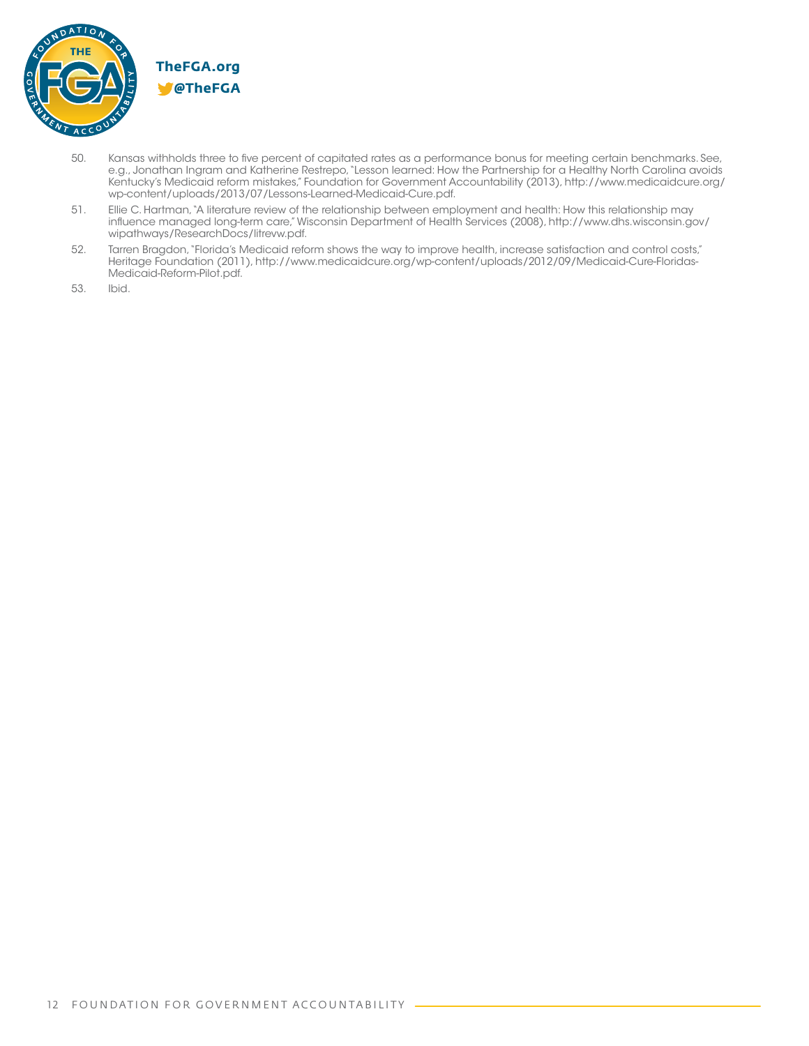50. Kansas withholds three to five percent of capitated rates as a performance bonus for meeting certain benchmarks. See, e.g., Jonathan Ingram and Katherine Restrepo, "Lesson learned: How the Partnership for a Healthy North Carolina avoids Kentucky's Medicaid reform mistakes," Foundation for Government Accountability (2013), http://www.medicaidcure.org/wp-content/uploads/2013/07/Lessons-Learned-Medicaid-Cure.pdf.

51. Ellie C. Hartman, "A literature review of the relationship between employment and health: How this relationship may influence managed long-term care," Wisconsin Department of Health Services (2008), http://www.dhs.wisconsin.gov/wipathways/ResearchDocs/litrevw.pdf.

52. Tarren Bragdon, "Florida's Medicaid reform shows the way to improve health, increase satisfaction and control costs," Heritage Foundation (2011), http://www.medicaidcure.org/wp-content/uploads/2012/09/Medicaid-Cure-Floridas-Medicaid-Reform-Pilot.pdf.

53. Ibid.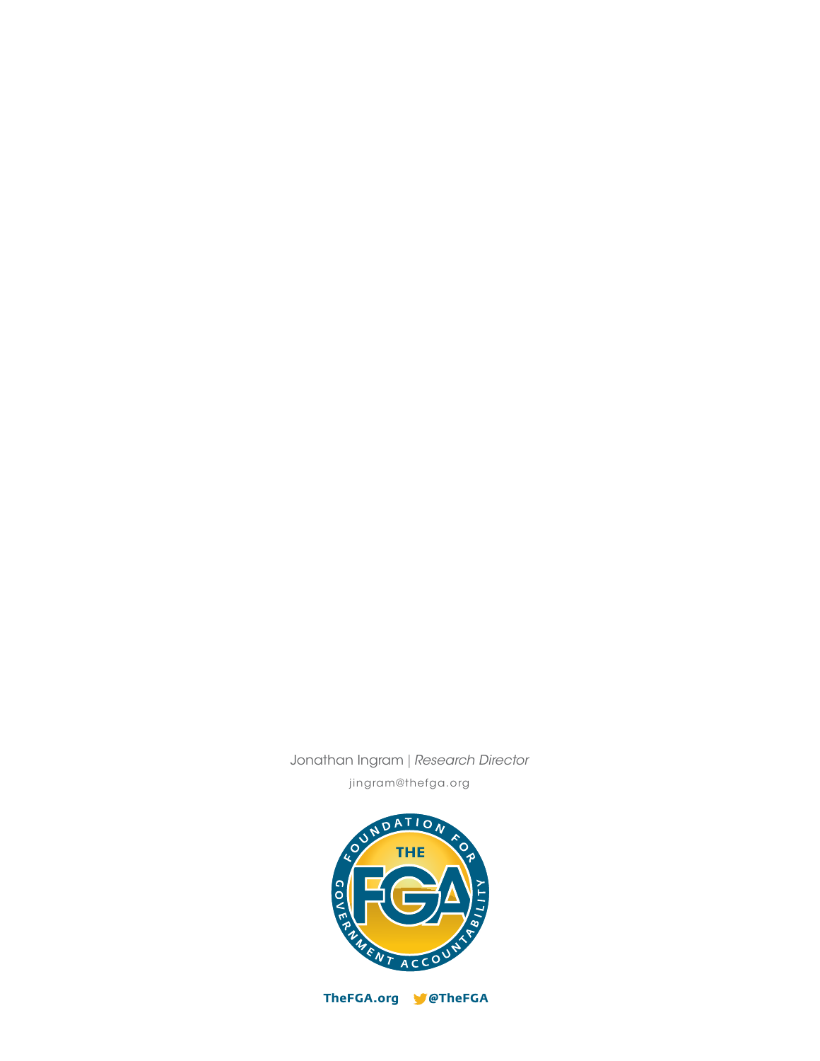Jonathan Ingram | *Research Director*

jingram@thefga.org

TheFGA.org @TheFGA